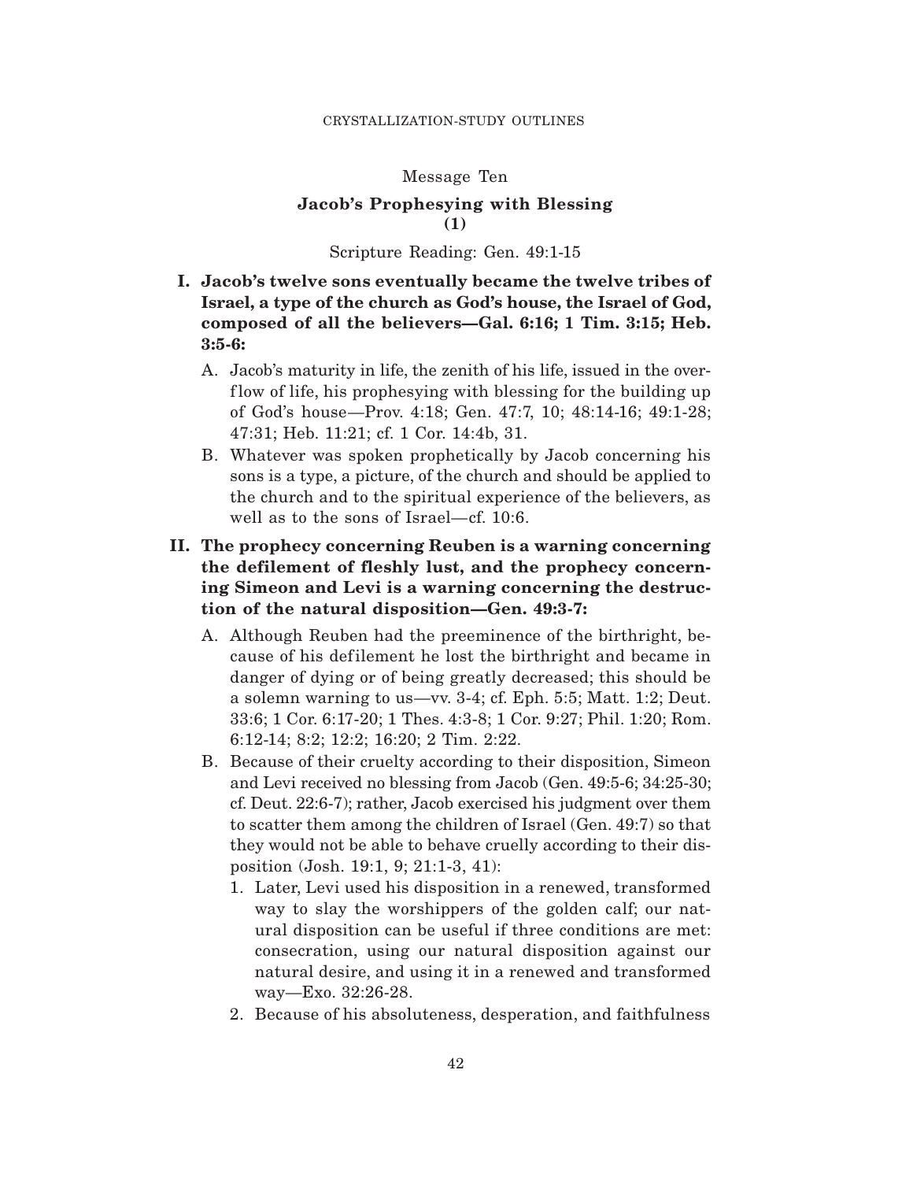Message Ten

# Jacob's Prophesying with Blessing (1)

Scripture Reading: Gen. 49:1-15

**I. Jacob's twelve sons eventually became the twelve tribes of Israel, a type of the church as God's house, the Israel of God, composed of all the believers—Gal. 6:16; 1 Tim. 3:15; Heb. 3:5-6:**

A. Jacob's maturity in life, the zenith of his life, issued in the overflow of life, his prophesying with blessing for the building up of God's house—Prov. 4:18; Gen. 47:7, 10; 48:14-16; 49:1-28; 47:31; Heb. 11:21; cf. 1 Cor. 14:4b, 31.

B. Whatever was spoken prophetically by Jacob concerning his sons is a type, a picture, of the church and should be applied to the church and to the spiritual experience of the believers, as well as to the sons of Israel—cf. 10:6.

**II. The prophecy concerning Reuben is a warning concerning the defilement of fleshly lust, and the prophecy concerning Simeon and Levi is a warning concerning the destruction of the natural disposition—Gen. 49:3-7:**

A. Although Reuben had the preeminence of the birthright, because of his defilement he lost the birthright and became in danger of dying or of being greatly decreased; this should be a solemn warning to us—vv. 3-4; cf. Eph. 5:5; Matt. 1:2; Deut. 33:6; 1 Cor. 6:17-20; 1 Thes. 4:3-8; 1 Cor. 9:27; Phil. 1:20; Rom. 6:12-14; 8:2; 12:2; 16:20; 2 Tim. 2:22.

B. Because of their cruelty according to their disposition, Simeon and Levi received no blessing from Jacob (Gen. 49:5-6; 34:25-30; cf. Deut. 22:6-7); rather, Jacob exercised his judgment over them to scatter them among the children of Israel (Gen. 49:7) so that they would not be able to behave cruelly according to their disposition (Josh. 19:1, 9; 21:1-3, 41):

1. Later, Levi used his disposition in a renewed, transformed way to slay the worshippers of the golden calf; our natural disposition can be useful if three conditions are met: consecration, using our natural disposition against our natural desire, and using it in a renewed and transformed way—Exo. 32:26-28.
2. Because of his absoluteness, desperation, and faithfulness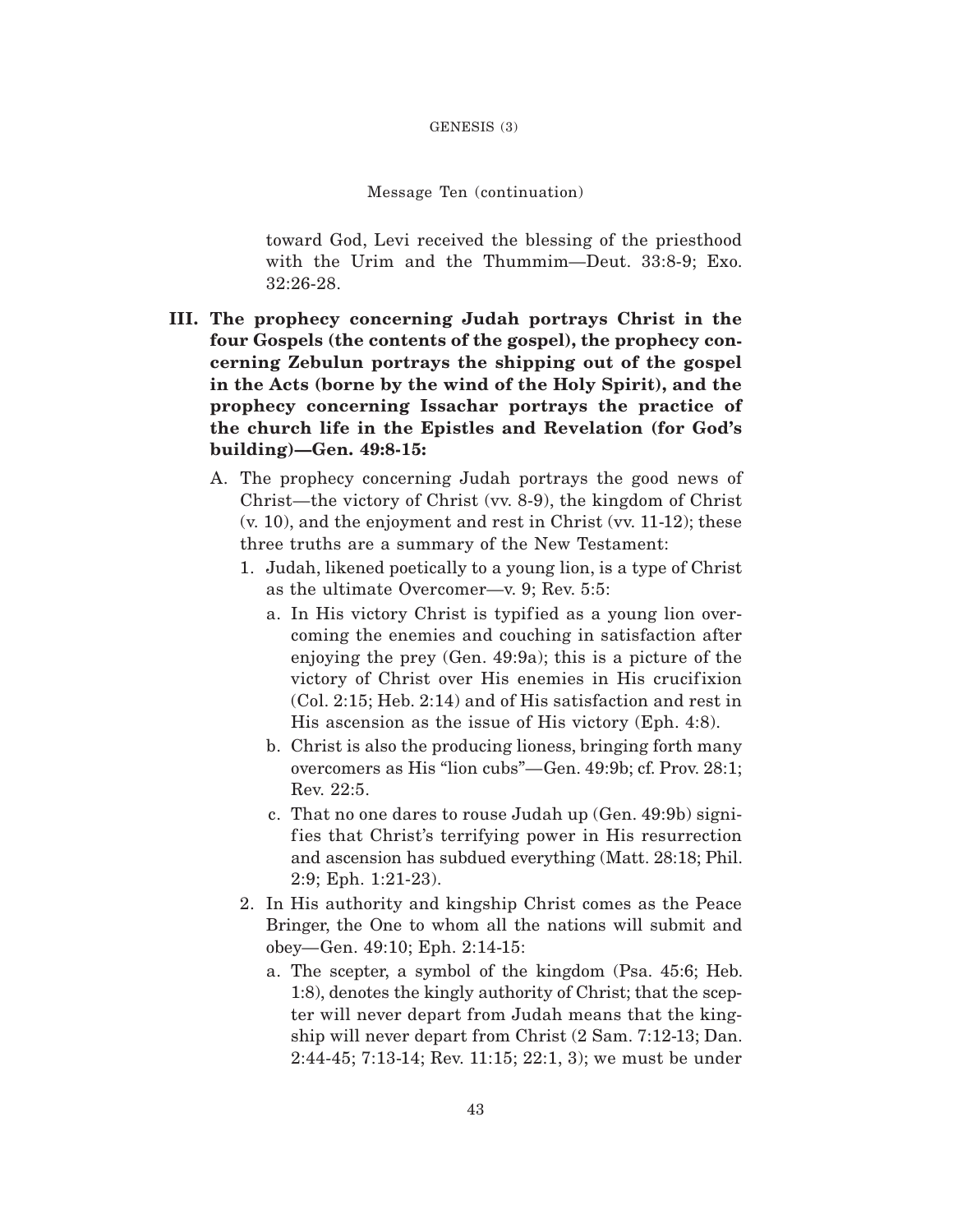toward God, Levi received the blessing of the priesthood with the Urim and the Thummim—Deut. 33:8-9; Exo. 32:26-28.

**III. The prophecy concerning Judah portrays Christ in the four Gospels (the contents of the gospel), the prophecy concerning Zebulun portrays the shipping out of the gospel in the Acts (borne by the wind of the Holy Spirit), and the prophecy concerning Issachar portrays the practice of the church life in the Epistles and Revelation (for God's building)—Gen. 49:8-15:**

- A. The prophecy concerning Judah portrays the good news of Christ—the victory of Christ (vv. 8-9), the kingdom of Christ (v. 10), and the enjoyment and rest in Christ (vv. 11-12); these three truths are a summary of the New Testament:
  1. Judah, likened poetically to a young lion, is a type of Christ as the ultimate Overcomer—v. 9; Rev. 5:5:
     - a. In His victory Christ is typified as a young lion overcoming the enemies and couching in satisfaction after enjoying the prey (Gen. 49:9a); this is a picture of the victory of Christ over His enemies in His crucifixion (Col. 2:15; Heb. 2:14) and of His satisfaction and rest in His ascension as the issue of His victory (Eph. 4:8).
     - b. Christ is also the producing lioness, bringing forth many overcomers as His "lion cubs"—Gen. 49:9b; cf. Prov. 28:1; Rev. 22:5.
     - c. That no one dares to rouse Judah up (Gen. 49:9b) signifies that Christ's terrifying power in His resurrection and ascension has subdued everything (Matt. 28:18; Phil. 2:9; Eph. 1:21-23).
  2. In His authority and kingship Christ comes as the Peace Bringer, the One to whom all the nations will submit and obey—Gen. 49:10; Eph. 2:14-15:
     - a. The scepter, a symbol of the kingdom (Psa. 45:6; Heb. 1:8), denotes the kingly authority of Christ; that the scepter will never depart from Judah means that the kingship will never depart from Christ (2 Sam. 7:12-13; Dan. 2:44-45; 7:13-14; Rev. 11:15; 22:1, 3); we must be under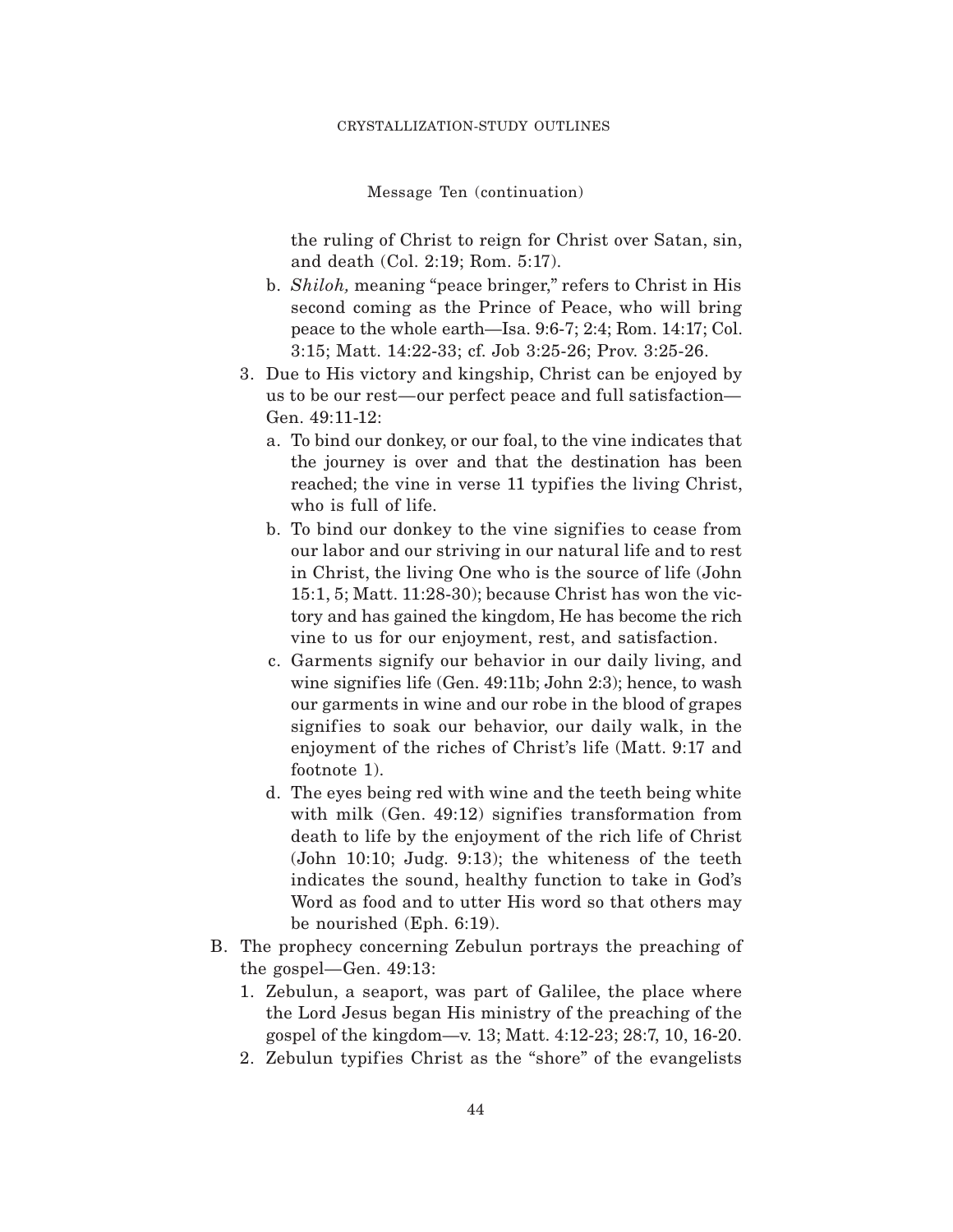Message Ten (continuation)

the ruling of Christ to reign for Christ over Satan, sin, and death (Col. 2:19; Rom. 5:17).

   b. *Shiloh,* meaning "peace bringer," refers to Christ in His second coming as the Prince of Peace, who will bring peace to the whole earth—Isa. 9:6-7; 2:4; Rom. 14:17; Col. 3:15; Matt. 14:22-33; cf. Job 3:25-26; Prov. 3:25-26.

3. Due to His victory and kingship, Christ can be enjoyed by us to be our rest—our perfect peace and full satisfaction—Gen. 49:11-12:
   a. To bind our donkey, or our foal, to the vine indicates that the journey is over and that the destination has been reached; the vine in verse 11 typifies the living Christ, who is full of life.
   b. To bind our donkey to the vine signifies to cease from our labor and our striving in our natural life and to rest in Christ, the living One who is the source of life (John 15:1, 5; Matt. 11:28-30); because Christ has won the victory and has gained the kingdom, He has become the rich vine to us for our enjoyment, rest, and satisfaction.
   c. Garments signify our behavior in our daily living, and wine signifies life (Gen. 49:11b; John 2:3); hence, to wash our garments in wine and our robe in the blood of grapes signifies to soak our behavior, our daily walk, in the enjoyment of the riches of Christ's life (Matt. 9:17 and footnote 1).
   d. The eyes being red with wine and the teeth being white with milk (Gen. 49:12) signifies transformation from death to life by the enjoyment of the rich life of Christ (John 10:10; Judg. 9:13); the whiteness of the teeth indicates the sound, healthy function to take in God's Word as food and to utter His word so that others may be nourished (Eph. 6:19).

B. The prophecy concerning Zebulun portrays the preaching of the gospel—Gen. 49:13:
   1. Zebulun, a seaport, was part of Galilee, the place where the Lord Jesus began His ministry of the preaching of the gospel of the kingdom—v. 13; Matt. 4:12-23; 28:7, 10, 16-20.
   2. Zebulun typifies Christ as the "shore" of the evangelists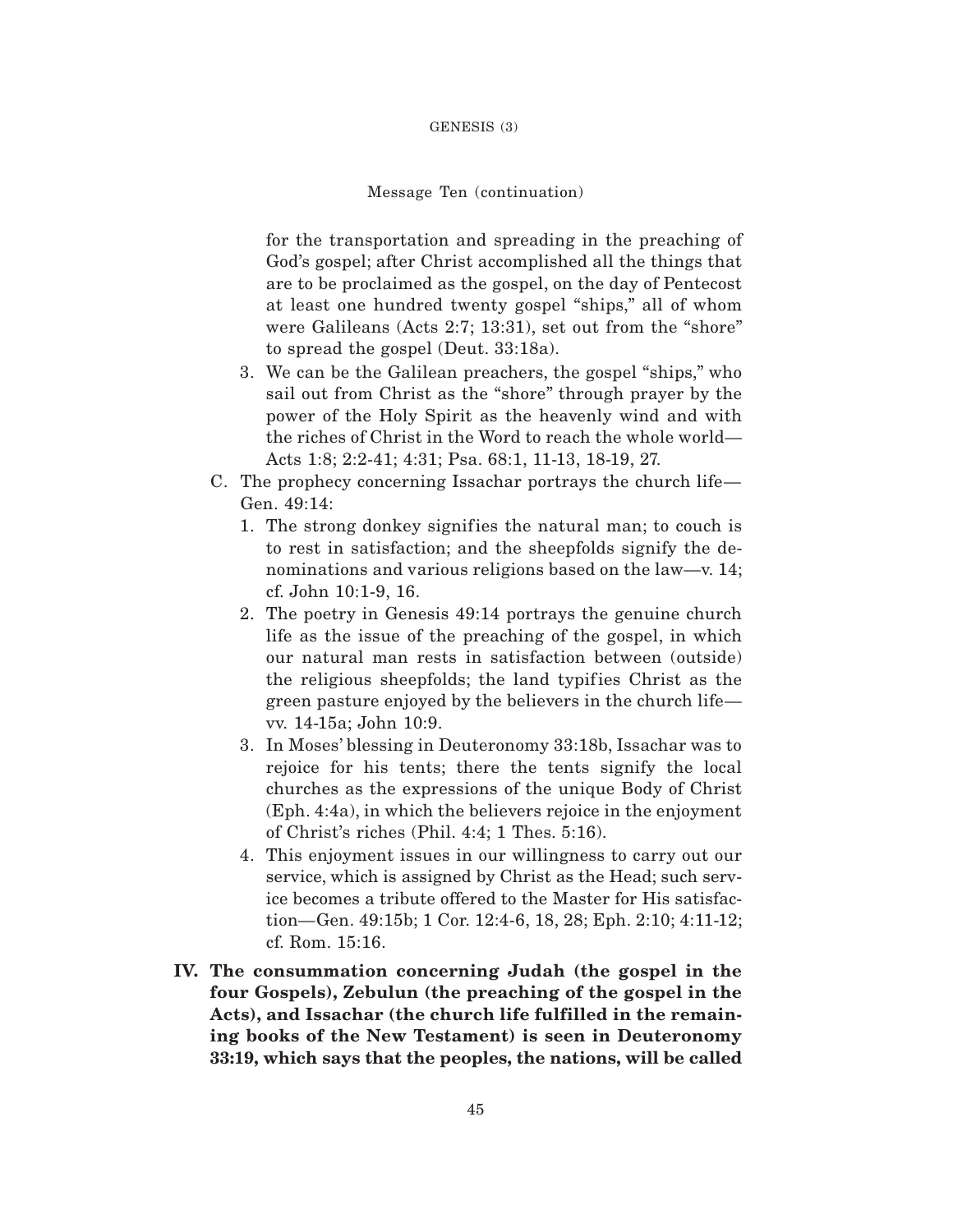for the transportation and spreading in the preaching of God's gospel; after Christ accomplished all the things that are to be proclaimed as the gospel, on the day of Pentecost at least one hundred twenty gospel "ships," all of whom were Galileans (Acts 2:7; 13:31), set out from the "shore" to spread the gospel (Deut. 33:18a).

3. We can be the Galilean preachers, the gospel "ships," who sail out from Christ as the "shore" through prayer by the power of the Holy Spirit as the heavenly wind and with the riches of Christ in the Word to reach the whole world—Acts 1:8; 2:2-41; 4:31; Psa. 68:1, 11-13, 18-19, 27.

C. The prophecy concerning Issachar portrays the church life—Gen. 49:14:

1. The strong donkey signifies the natural man; to couch is to rest in satisfaction; and the sheepfolds signify the denominations and various religions based on the law—v. 14; cf. John 10:1-9, 16.
2. The poetry in Genesis 49:14 portrays the genuine church life as the issue of the preaching of the gospel, in which our natural man rests in satisfaction between (outside) the religious sheepfolds; the land typifies Christ as the green pasture enjoyed by the believers in the church life—vv. 14-15a; John 10:9.
3. In Moses' blessing in Deuteronomy 33:18b, Issachar was to rejoice for his tents; there the tents signify the local churches as the expressions of the unique Body of Christ (Eph. 4:4a), in which the believers rejoice in the enjoyment of Christ's riches (Phil. 4:4; 1 Thes. 5:16).
4. This enjoyment issues in our willingness to carry out our service, which is assigned by Christ as the Head; such service becomes a tribute offered to the Master for His satisfaction—Gen. 49:15b; 1 Cor. 12:4-6, 18, 28; Eph. 2:10; 4:11-12; cf. Rom. 15:16.

**IV. The consummation concerning Judah (the gospel in the four Gospels), Zebulun (the preaching of the gospel in the Acts), and Issachar (the church life fulfilled in the remaining books of the New Testament) is seen in Deuteronomy 33:19, which says that the peoples, the nations, will be called**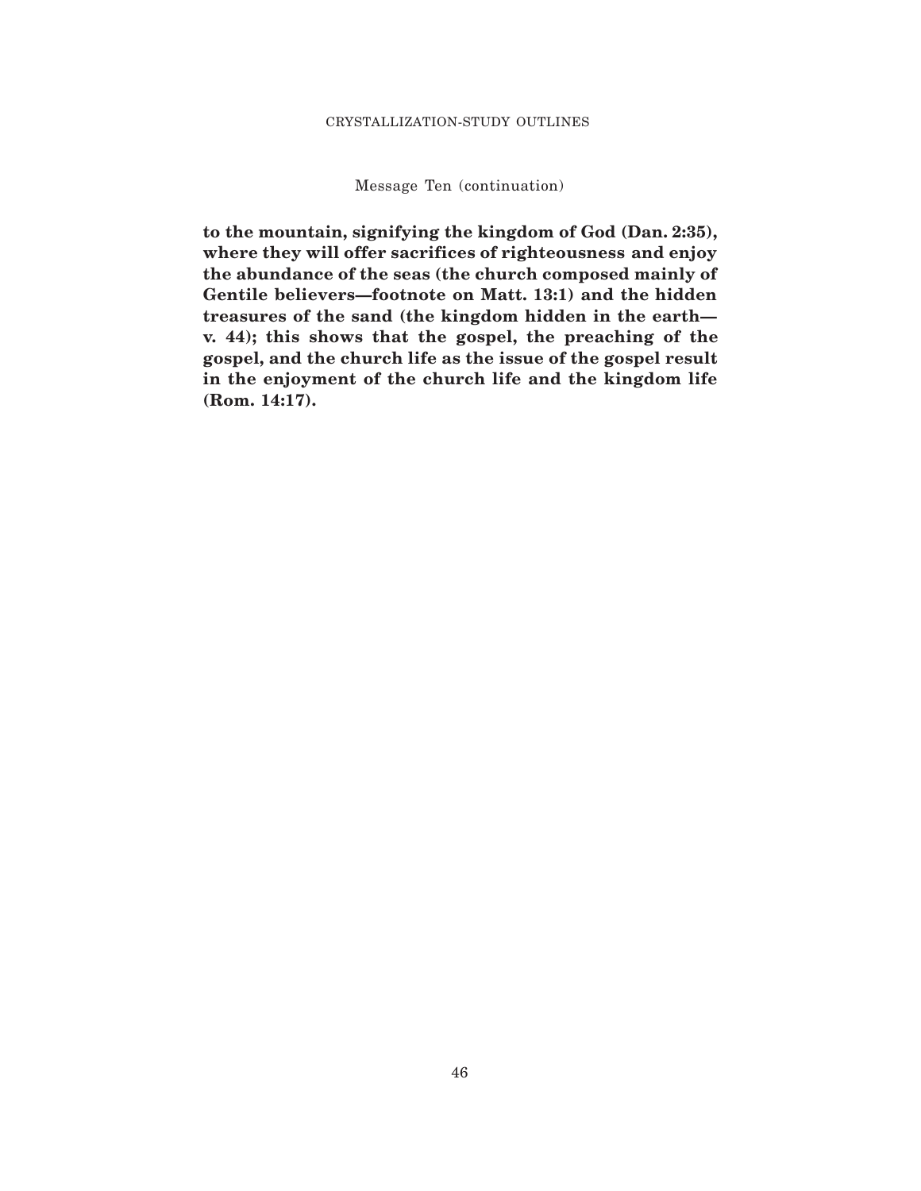Message Ten (continuation)

**to the mountain, signifying the kingdom of God (Dan. 2:35), where they will offer sacrifices of righteousness and enjoy the abundance of the seas (the church composed mainly of Gentile believers—footnote on Matt. 13:1) and the hidden treasures of the sand (the kingdom hidden in the earth—v. 44); this shows that the gospel, the preaching of the gospel, and the church life as the issue of the gospel result in the enjoyment of the church life and the kingdom life (Rom. 14:17).**